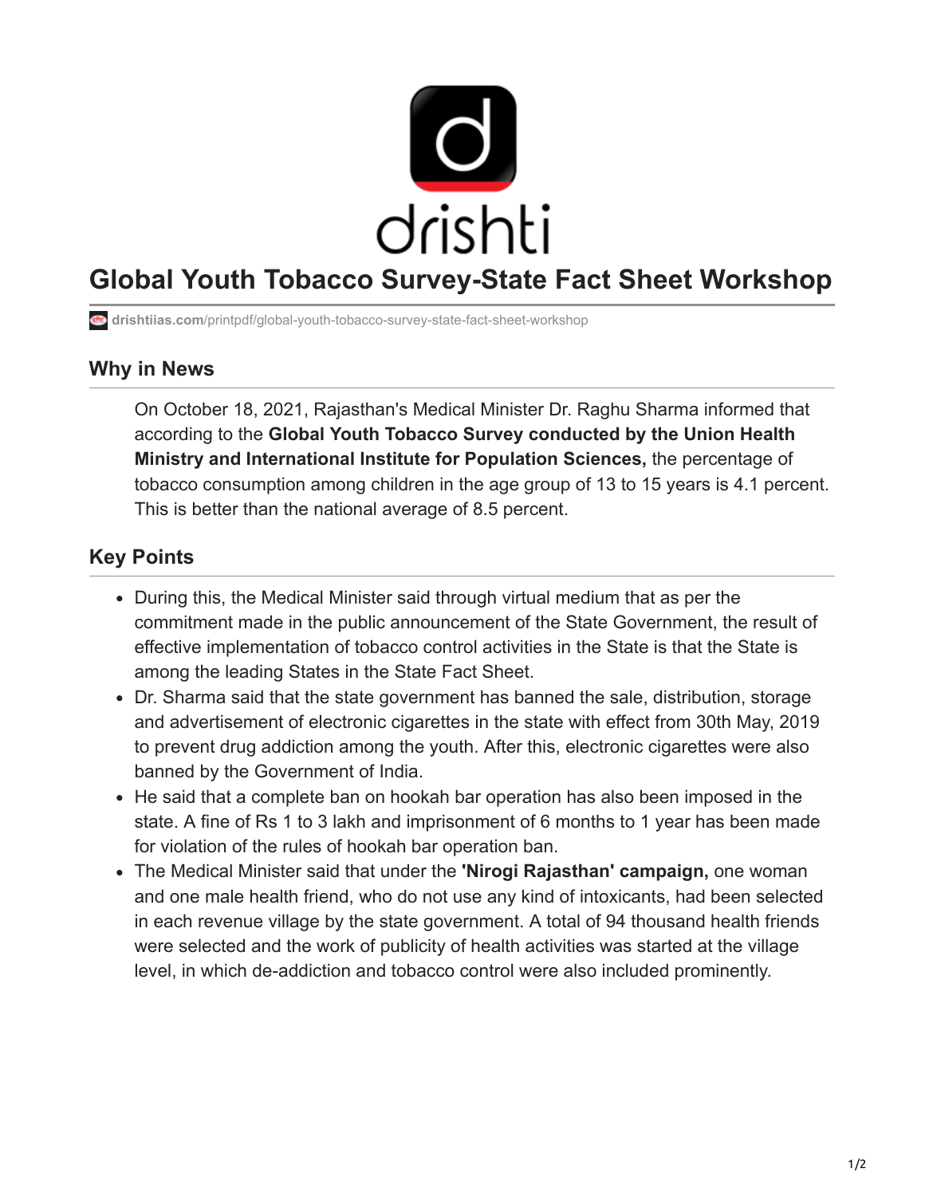# Global Youth Tobacco Survey-State Fact Sheet Workshop

drishtiias.com/printpdf/global-youth-tobacco-survey-state-fact-sheet-workshop

## Why in News

On October 18, 2021, Rajasthan's Medical Minister Dr. Raghu Sharma informed that according to the **Global Youth Tobacco Survey conducted by the Union Health Ministry and International Institute for Population Sciences,** the percentage of tobacco consumption among children in the age group of 13 to 15 years is 4.1 percent. This is better than the national average of 8.5 percent.

## Key Points

- During this, the Medical Minister said through virtual medium that as per the commitment made in the public announcement of the State Government, the result of effective implementation of tobacco control activities in the State is that the State is among the leading States in the State Fact Sheet.
- Dr. Sharma said that the state government has banned the sale, distribution, storage and advertisement of electronic cigarettes in the state with effect from 30th May, 2019 to prevent drug addiction among the youth. After this, electronic cigarettes were also banned by the Government of India.
- He said that a complete ban on hookah bar operation has also been imposed in the state. A fine of Rs 1 to 3 lakh and imprisonment of 6 months to 1 year has been made for violation of the rules of hookah bar operation ban.
- The Medical Minister said that under the **'Nirogi Rajasthan' campaign,** one woman and one male health friend, who do not use any kind of intoxicants, had been selected in each revenue village by the state government. A total of 94 thousand health friends were selected and the work of publicity of health activities was started at the village level, in which de-addiction and tobacco control were also included prominently.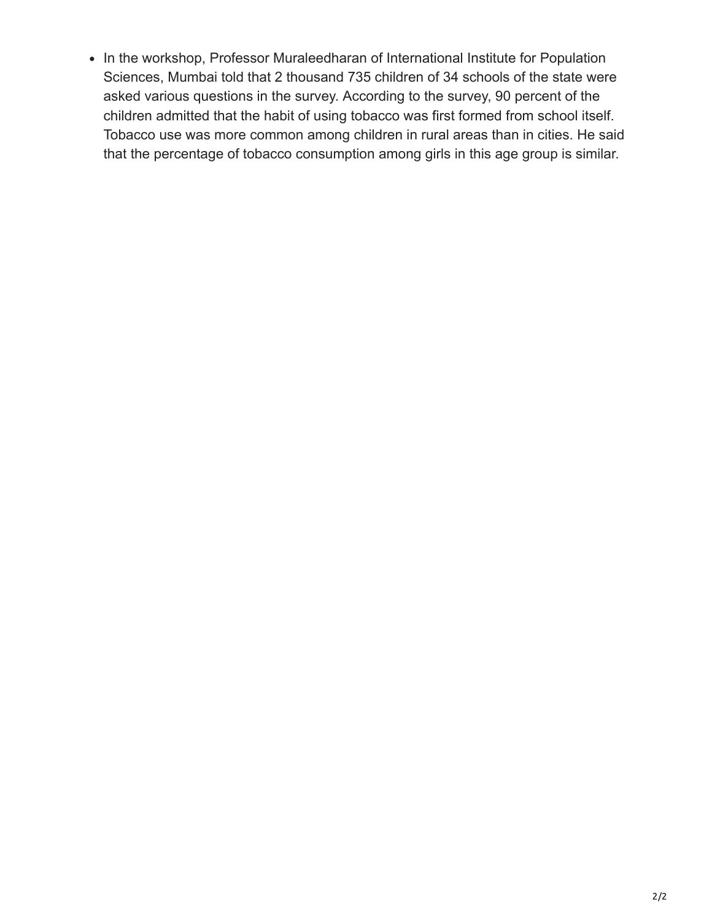- In the workshop, Professor Muraleedharan of International Institute for Population Sciences, Mumbai told that 2 thousand 735 children of 34 schools of the state were asked various questions in the survey. According to the survey, 90 percent of the children admitted that the habit of using tobacco was first formed from school itself. Tobacco use was more common among children in rural areas than in cities. He said that the percentage of tobacco consumption among girls in this age group is similar.